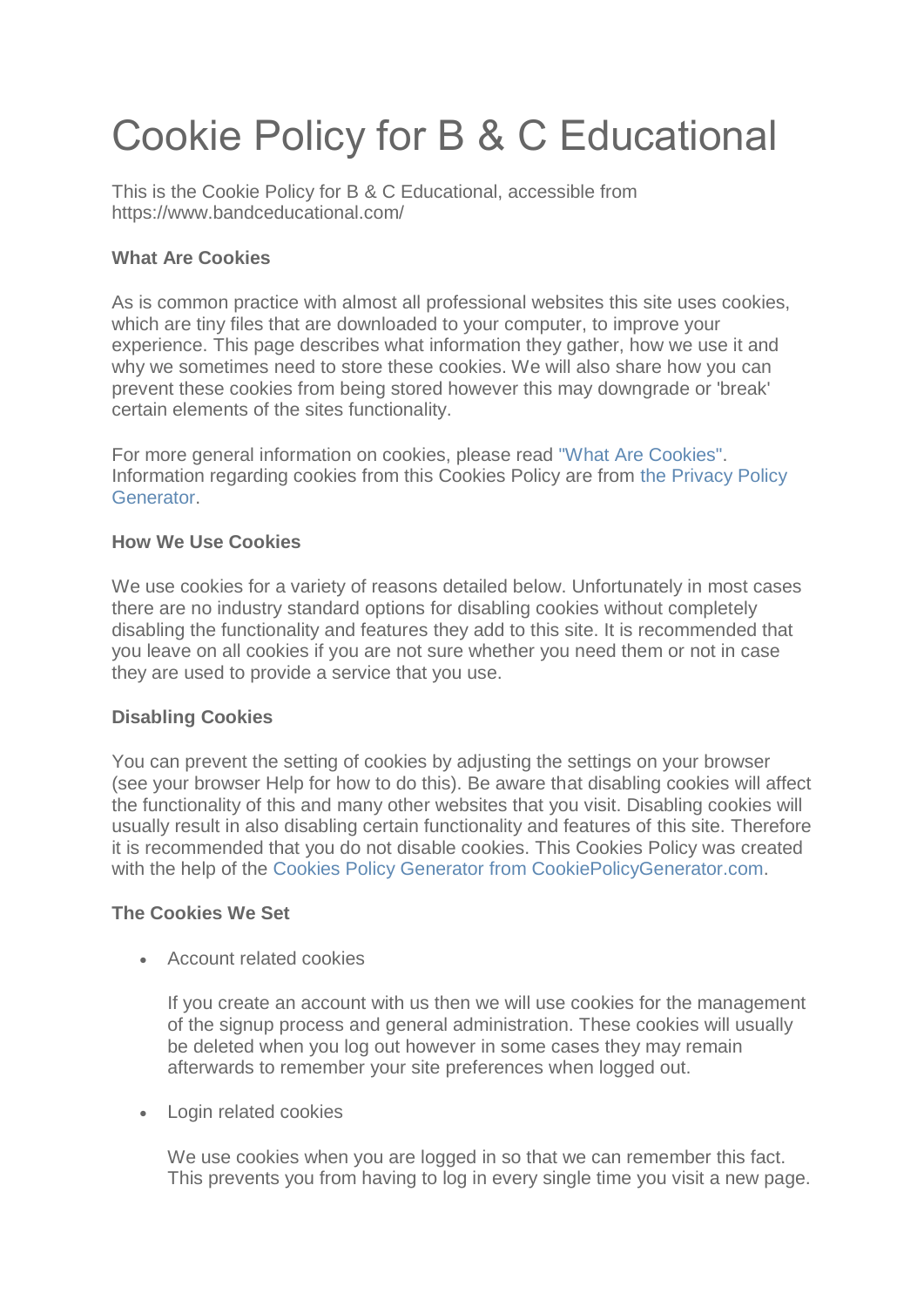# Cookie Policy for B & C Educational

This is the Cookie Policy for B & C Educational, accessible from https://www.bandceducational.com/

**What Are Cookies**

As is common practice with almost all professional websites this site uses cookies, which are tiny files that are downloaded to your computer, to improve your experience. This page describes what information they gather, how we use it and why we sometimes need to store these cookies. We will also share how you can prevent these cookies from being stored however this may downgrade or 'break' certain elements of the sites functionality.

For more general information on cookies, please read "What Are Cookies". Information regarding cookies from this Cookies Policy are from the Privacy Policy Generator.

**How We Use Cookies**

We use cookies for a variety of reasons detailed below. Unfortunately in most cases there are no industry standard options for disabling cookies without completely disabling the functionality and features they add to this site. It is recommended that you leave on all cookies if you are not sure whether you need them or not in case they are used to provide a service that you use.

**Disabling Cookies**

You can prevent the setting of cookies by adjusting the settings on your browser (see your browser Help for how to do this). Be aware that disabling cookies will affect the functionality of this and many other websites that you visit. Disabling cookies will usually result in also disabling certain functionality and features of this site. Therefore it is recommended that you do not disable cookies. This Cookies Policy was created with the help of the Cookies Policy Generator from CookiePolicyGenerator.com.

**The Cookies We Set**

- Account related cookies

  If you create an account with us then we will use cookies for the management of the signup process and general administration. These cookies will usually be deleted when you log out however in some cases they may remain afterwards to remember your site preferences when logged out.

- Login related cookies

  We use cookies when you are logged in so that we can remember this fact. This prevents you from having to log in every single time you visit a new page.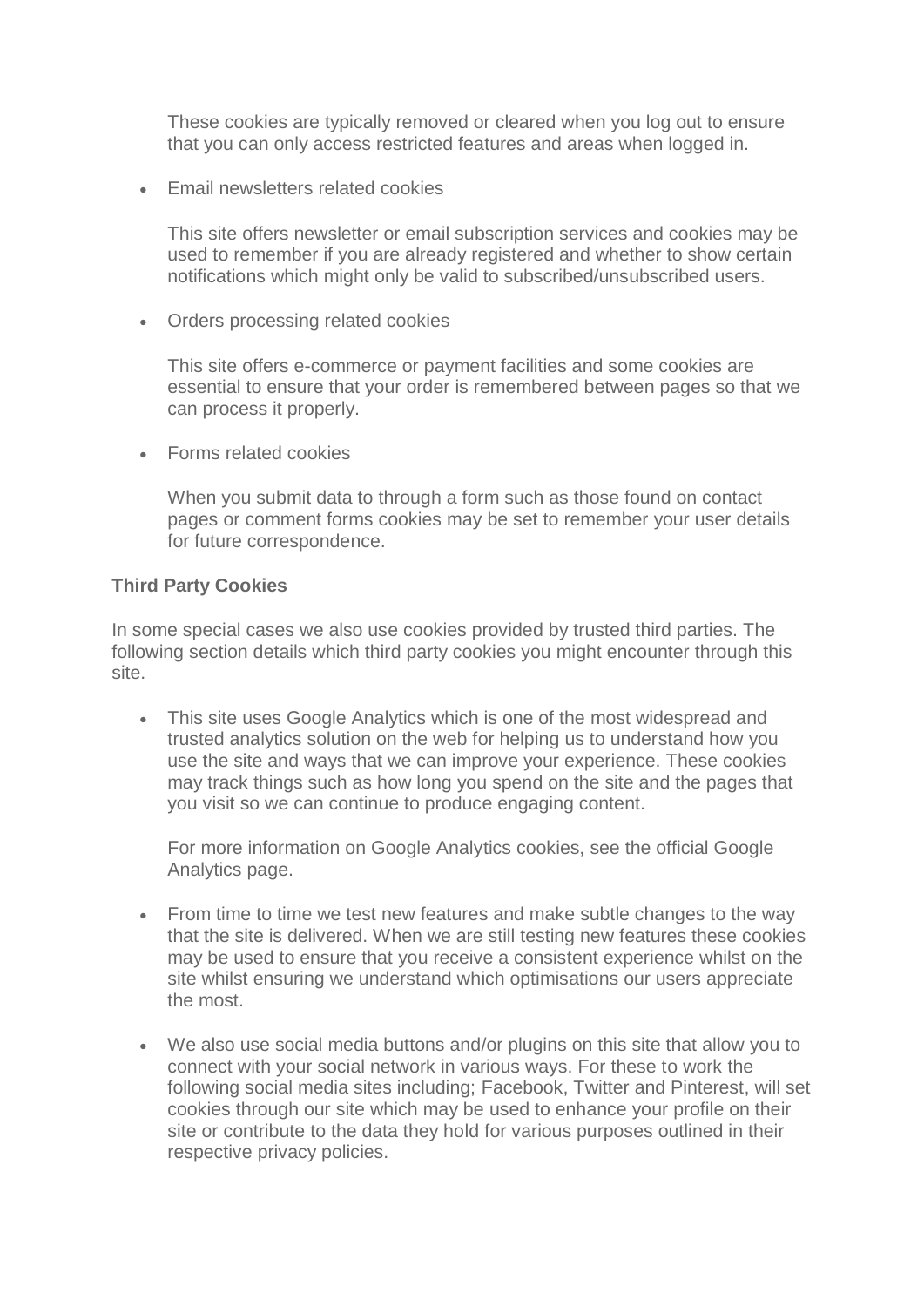These cookies are typically removed or cleared when you log out to ensure that you can only access restricted features and areas when logged in.

- Email newsletters related cookies

  This site offers newsletter or email subscription services and cookies may be used to remember if you are already registered and whether to show certain notifications which might only be valid to subscribed/unsubscribed users.

- Orders processing related cookies

  This site offers e-commerce or payment facilities and some cookies are essential to ensure that your order is remembered between pages so that we can process it properly.

- Forms related cookies

  When you submit data to through a form such as those found on contact pages or comment forms cookies may be set to remember your user details for future correspondence.

**Third Party Cookies**

In some special cases we also use cookies provided by trusted third parties. The following section details which third party cookies you might encounter through this site.

- This site uses Google Analytics which is one of the most widespread and trusted analytics solution on the web for helping us to understand how you use the site and ways that we can improve your experience. These cookies may track things such as how long you spend on the site and the pages that you visit so we can continue to produce engaging content.

  For more information on Google Analytics cookies, see the official Google Analytics page.

- From time to time we test new features and make subtle changes to the way that the site is delivered. When we are still testing new features these cookies may be used to ensure that you receive a consistent experience whilst on the site whilst ensuring we understand which optimisations our users appreciate the most.

- We also use social media buttons and/or plugins on this site that allow you to connect with your social network in various ways. For these to work the following social media sites including; Facebook, Twitter and Pinterest, will set cookies through our site which may be used to enhance your profile on their site or contribute to the data they hold for various purposes outlined in their respective privacy policies.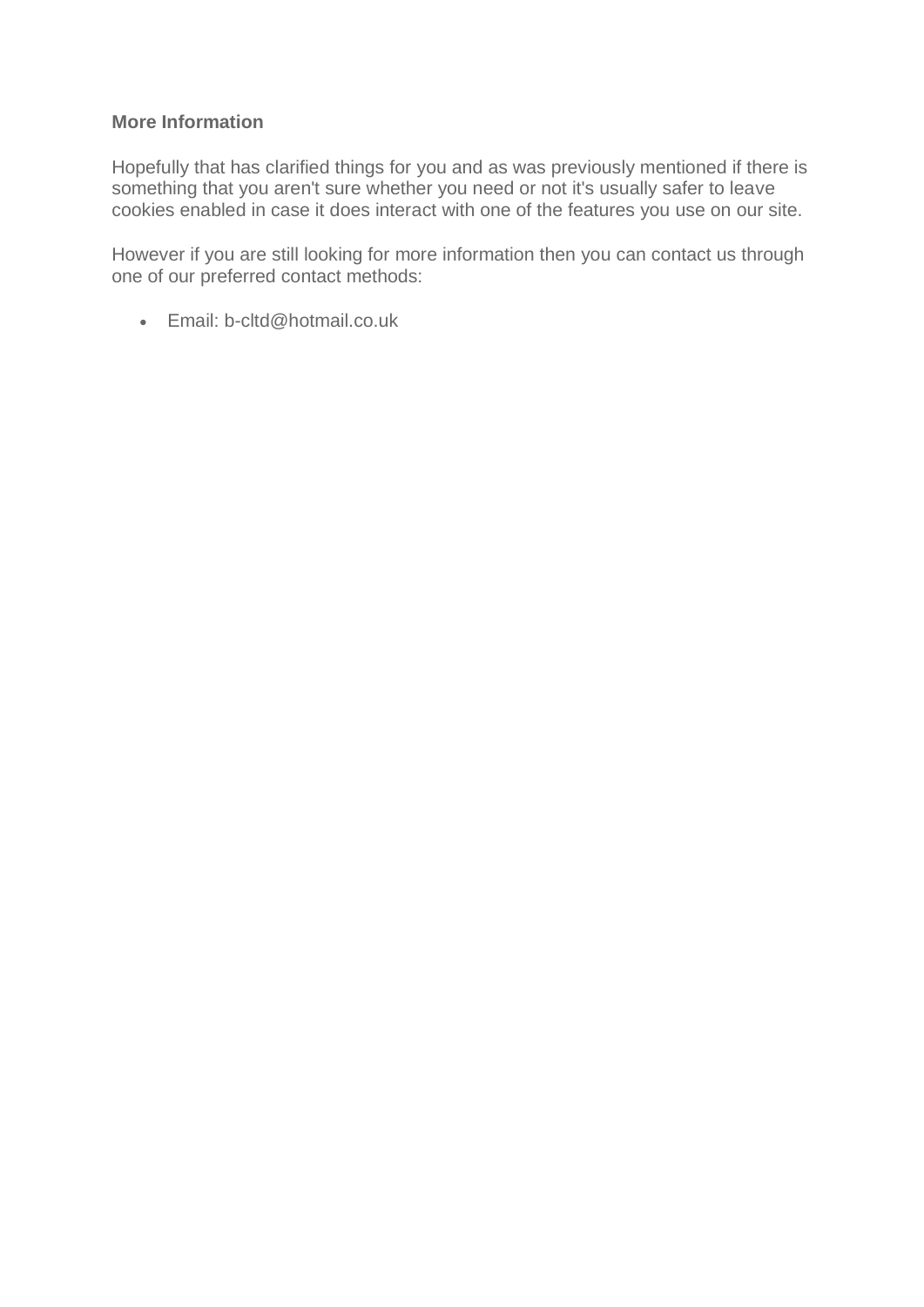**More Information**

Hopefully that has clarified things for you and as was previously mentioned if there is something that you aren't sure whether you need or not it's usually safer to leave cookies enabled in case it does interact with one of the features you use on our site.

However if you are still looking for more information then you can contact us through one of our preferred contact methods:

- Email: b-cltd@hotmail.co.uk